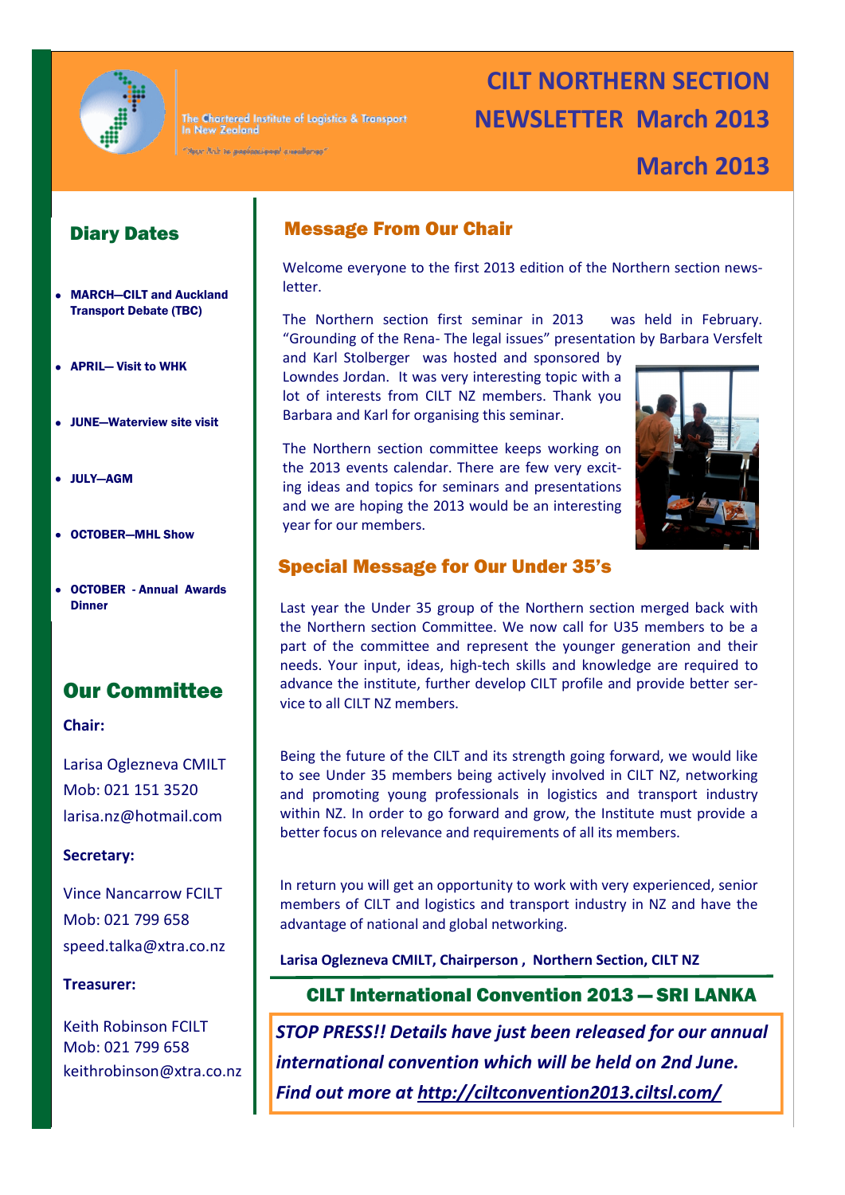The Chartered Institute of Logistics & Transport In New Zealand

# CILT NORTHERN SECTION NEWSLETTER March 2013

## March 2013

## Diary Dates

- **MARCH—CILT and Auckland Transport Debate (TBC)**
- **APRIL— Visit to WHK**
- **JUNE—Waterview site visit**
- **JULY—AGM**
- **OCTOBER—MHL Show**
- **OCTOBER - Annual Awards Dinner**

## Our Committee

**Chair:**

Larisa Oglezneva CMILT
Mob: 021 151 3520
larisa.nz@hotmail.com

**Secretary:**

Vince Nancarrow FCILT
Mob: 021 799 658
speed.talka@xtra.co.nz

**Treasurer:**

Keith Robinson FCILT
Mob: 021 799 658
keithrobinson@xtra.co.nz

## Message From Our Chair

Welcome everyone to the first 2013 edition of the Northern section newsletter.

The Northern section first seminar in 2013 was held in February. "Grounding of the Rena- The legal issues" presentation by Barbara Versfelt and Karl Stolberger was hosted and sponsored by Lowndes Jordan. It was very interesting topic with a lot of interests from CILT NZ members. Thank you Barbara and Karl for organising this seminar.

The Northern section committee keeps working on the 2013 events calendar. There are few very exciting ideas and topics for seminars and presentations and we are hoping the 2013 would be an interesting year for our members.

## Special Message for Our Under 35's

Last year the Under 35 group of the Northern section merged back with the Northern section Committee. We now call for U35 members to be a part of the committee and represent the younger generation and their needs. Your input, ideas, high-tech skills and knowledge are required to advance the institute, further develop CILT profile and provide better service to all CILT NZ members.

Being the future of the CILT and its strength going forward, we would like to see Under 35 members being actively involved in CILT NZ, networking and promoting young professionals in logistics and transport industry within NZ. In order to go forward and grow, the Institute must provide a better focus on relevance and requirements of all its members.

In return you will get an opportunity to work with very experienced, senior members of CILT and logistics and transport industry in NZ and have the advantage of national and global networking.

**Larisa Oglezneva CMILT, Chairperson , Northern Section, CILT NZ**

## CILT International Convention 2013 — SRI LANKA

***STOP PRESS!! Details have just been released for our annual international convention which will be held on 2nd June. Find out more at http://ciltconvention2013.ciltsl.com/***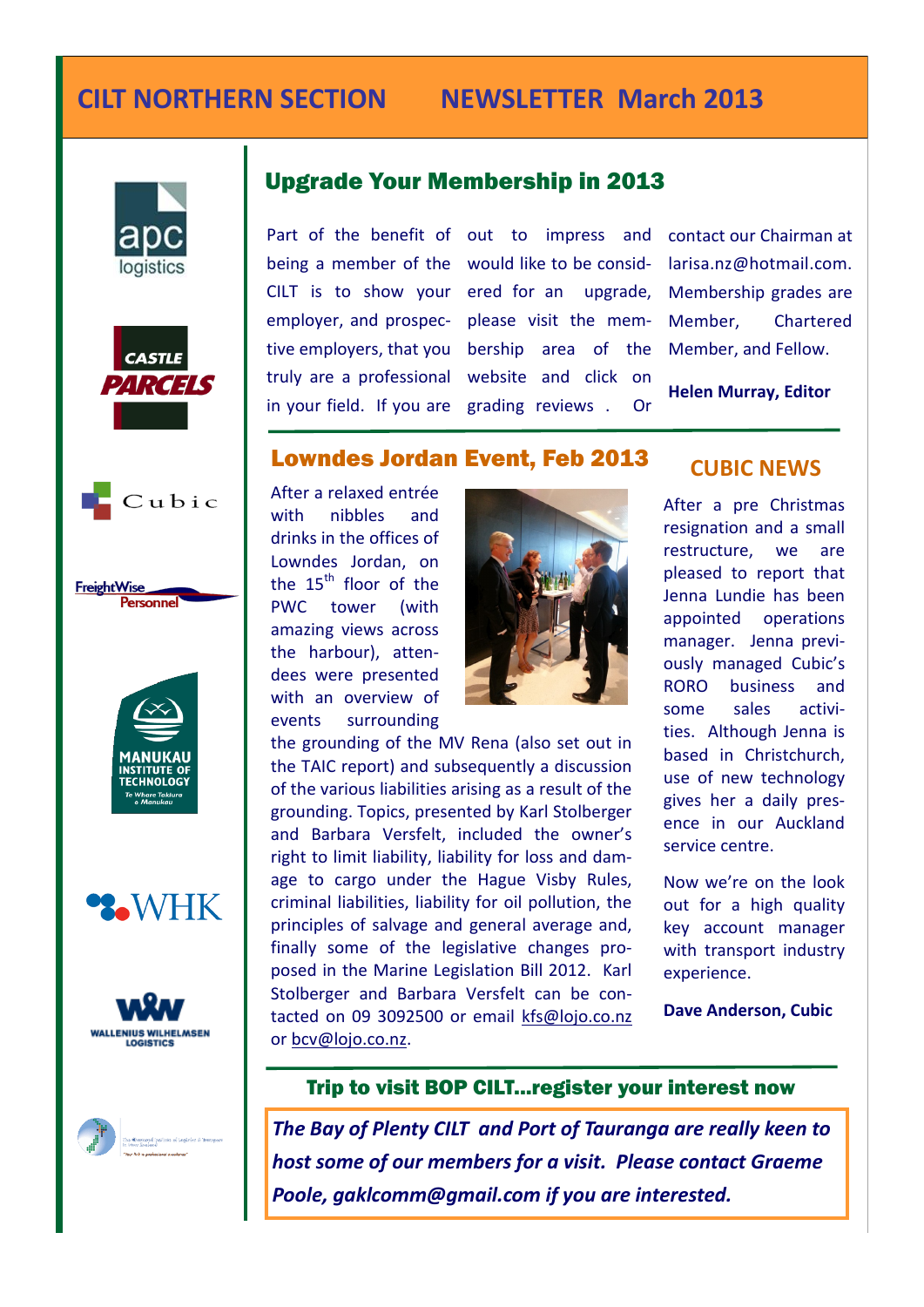# CILT NORTHERN SECTION NEWSLETTER March 2013

## Upgrade Your Membership in 2013

Part of the benefit of being a member of the CILT is to show your employer, and prospective employers, that you truly are a professional in your field. If you are out to impress and would like to be considered for an upgrade, please visit the membership area of the website and click on grading reviews . Or contact our Chairman at larisa.nz@hotmail.com. Membership grades are Member, Chartered Member, and Fellow.

**Helen Murray, Editor**

## Lowndes Jordan Event, Feb 2013

After a relaxed entrée with nibbles and drinks in the offices of Lowndes Jordan, on the 15th floor of the PWC tower (with amazing views across the harbour), attendees were presented with an overview of events surrounding the grounding of the MV Rena (also set out in the TAIC report) and subsequently a discussion of the various liabilities arising as a result of the grounding. Topics, presented by Karl Stolberger and Barbara Versfelt, included the owner's right to limit liability, liability for loss and damage to cargo under the Hague Visby Rules, criminal liabilities, liability for oil pollution, the principles of salvage and general average and, finally some of the legislative changes proposed in the Marine Legislation Bill 2012. Karl Stolberger and Barbara Versfelt can be contacted on 09 3092500 or email kfs@lojo.co.nz or bcv@lojo.co.nz.

## CUBIC NEWS

After a pre Christmas resignation and a small restructure, we are pleased to report that Jenna Lundie has been appointed operations manager. Jenna previously managed Cubic's RORO business and some sales activities. Although Jenna is based in Christchurch, use of new technology gives her a daily presence in our Auckland service centre.

Now we're on the look out for a high quality key account manager with transport industry experience.

**Dave Anderson, Cubic**

## Trip to visit BOP CILT...register your interest now

***The Bay of Plenty CILT and Port of Tauranga are really keen to host some of our members for a visit. Please contact Graeme Poole, gaklcomm@gmail.com if you are interested.***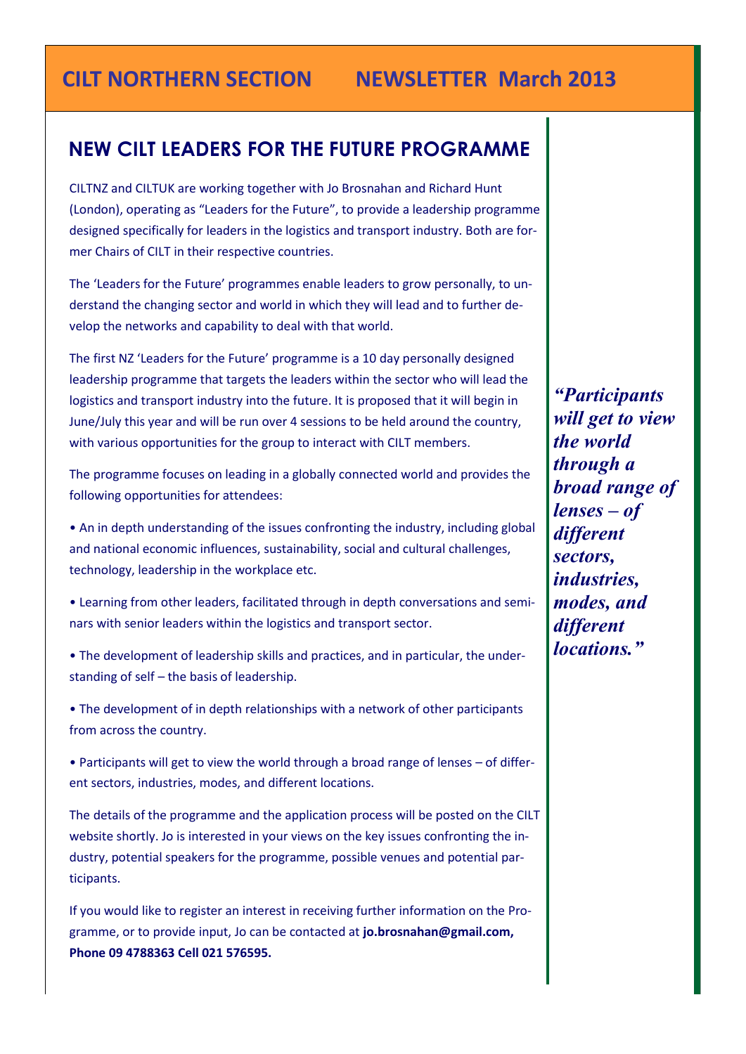# CILT NORTHERN SECTION NEWSLETTER March 2013

## NEW CILT LEADERS FOR THE FUTURE PROGRAMME

CILTNZ and CILTUK are working together with Jo Brosnahan and Richard Hunt (London), operating as "Leaders for the Future", to provide a leadership programme designed specifically for leaders in the logistics and transport industry. Both are former Chairs of CILT in their respective countries.

The 'Leaders for the Future' programmes enable leaders to grow personally, to understand the changing sector and world in which they will lead and to further develop the networks and capability to deal with that world.

The first NZ 'Leaders for the Future' programme is a 10 day personally designed leadership programme that targets the leaders within the sector who will lead the logistics and transport industry into the future. It is proposed that it will begin in June/July this year and will be run over 4 sessions to be held around the country, with various opportunities for the group to interact with CILT members.

The programme focuses on leading in a globally connected world and provides the following opportunities for attendees:

- An in depth understanding of the issues confronting the industry, including global and national economic influences, sustainability, social and cultural challenges, technology, leadership in the workplace etc.
- Learning from other leaders, facilitated through in depth conversations and seminars with senior leaders within the logistics and transport sector.
- The development of leadership skills and practices, and in particular, the understanding of self – the basis of leadership.
- The development of in depth relationships with a network of other participants from across the country.
- Participants will get to view the world through a broad range of lenses – of different sectors, industries, modes, and different locations.

The details of the programme and the application process will be posted on the CILT website shortly. Jo is interested in your views on the key issues confronting the industry, potential speakers for the programme, possible venues and potential participants.

If you would like to register an interest in receiving further information on the Programme, or to provide input, Jo can be contacted at **jo.brosnahan@gmail.com, Phone 09 4788363 Cell 021 576595.**

***"Participants will get to view the world through a broad range of lenses – of different sectors, industries, modes, and different locations."***